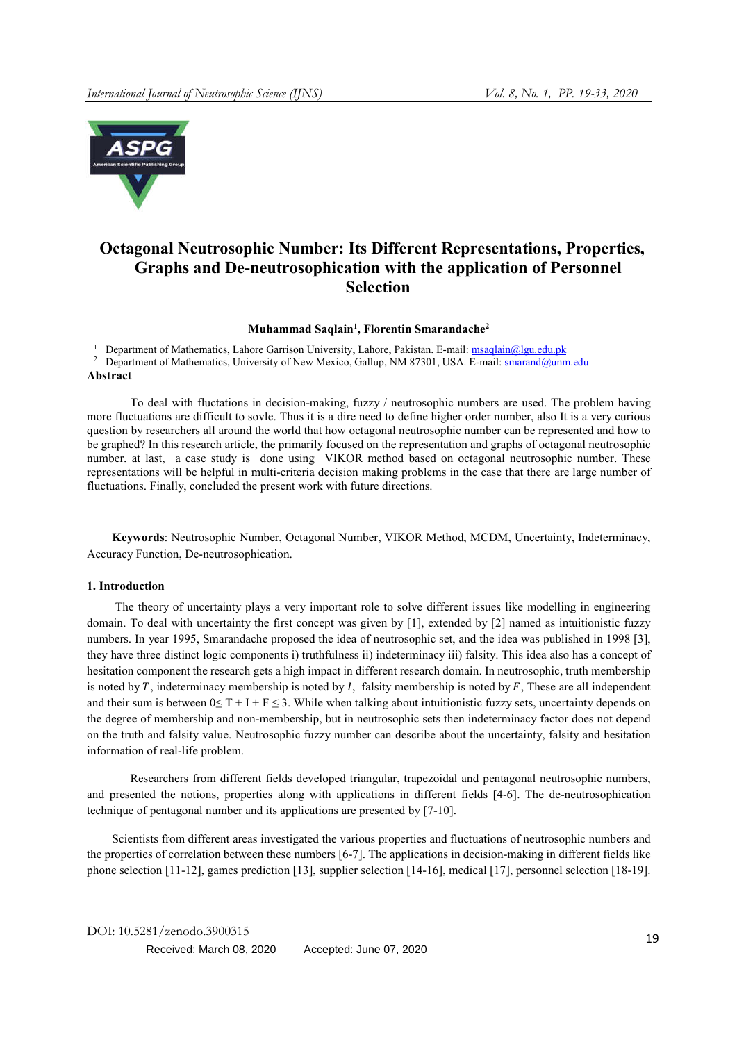# Octagonal Neutrosophic Number: Its Different Representations, Properties, Graphs and De-neutrosophication with the application of Personnel Selection

**Muhammad Saqlain[1], Florentin Smarandache[2]**

[1] Department of Mathematics, Lahore Garrison University, Lahore, Pakistan. E-mail: msaqlain@lgu.edu.pk

[2] Department of Mathematics, University of New Mexico, Gallup, NM 87301, USA. E-mail: smarand@unm.edu

**Abstract**

To deal with fluctations in decision-making, fuzzy / neutrosophic numbers are used. The problem having more fluctuations are difficult to sovle. Thus it is a dire need to define higher order number, also It is a very curious question by researchers all around the world that how octagonal neutrosophic number can be represented and how to be graphed? In this research article, the primarily focused on the representation and graphs of octagonal neutrosophic number. at last, a case study is done using VIKOR method based on octagonal neutrosophic number. These representations will be helpful in multi-criteria decision making problems in the case that there are large number of fluctuations. Finally, concluded the present work with future directions.

**Keywords**: Neutrosophic Number, Octagonal Number, VIKOR Method, MCDM, Uncertainty, Indeterminacy, Accuracy Function, De-neutrosophication.

## 1. Introduction

The theory of uncertainty plays a very important role to solve different issues like modelling in engineering domain. To deal with uncertainty the first concept was given by [1], extended by [2] named as intuitionistic fuzzy numbers. In year 1995, Smarandache proposed the idea of neutrosophic set, and the idea was published in 1998 [3], they have three distinct logic components i) truthfulness ii) indeterminacy iii) falsity. This idea also has a concept of hesitation component the research gets a high impact in different research domain. In neutrosophic, truth membership is noted by $T$, indeterminacy membership is noted by $I$, falsity membership is noted by $F$, These are all independent and their sum is between $0 \leq T + I + F \leq 3$. While when talking about intuitionistic fuzzy sets, uncertainty depends on the degree of membership and non-membership, but in neutrosophic sets then indeterminacy factor does not depend on the truth and falsity value. Neutrosophic fuzzy number can describe about the uncertainty, falsity and hesitation information of real-life problem.

Researchers from different fields developed triangular, trapezoidal and pentagonal neutrosophic numbers, and presented the notions, properties along with applications in different fields [4-6]. The de-neutrosophication technique of pentagonal number and its applications are presented by [7-10].

Scientists from different areas investigated the various properties and fluctuations of neutrosophic numbers and the properties of correlation between these numbers [6-7]. The applications in decision-making in different fields like phone selection [11-12], games prediction [13], supplier selection [14-16], medical [17], personnel selection [18-19].

DOI: 10.5281/zenodo.3900315

Received: March 08, 2020 Accepted: June 07, 2020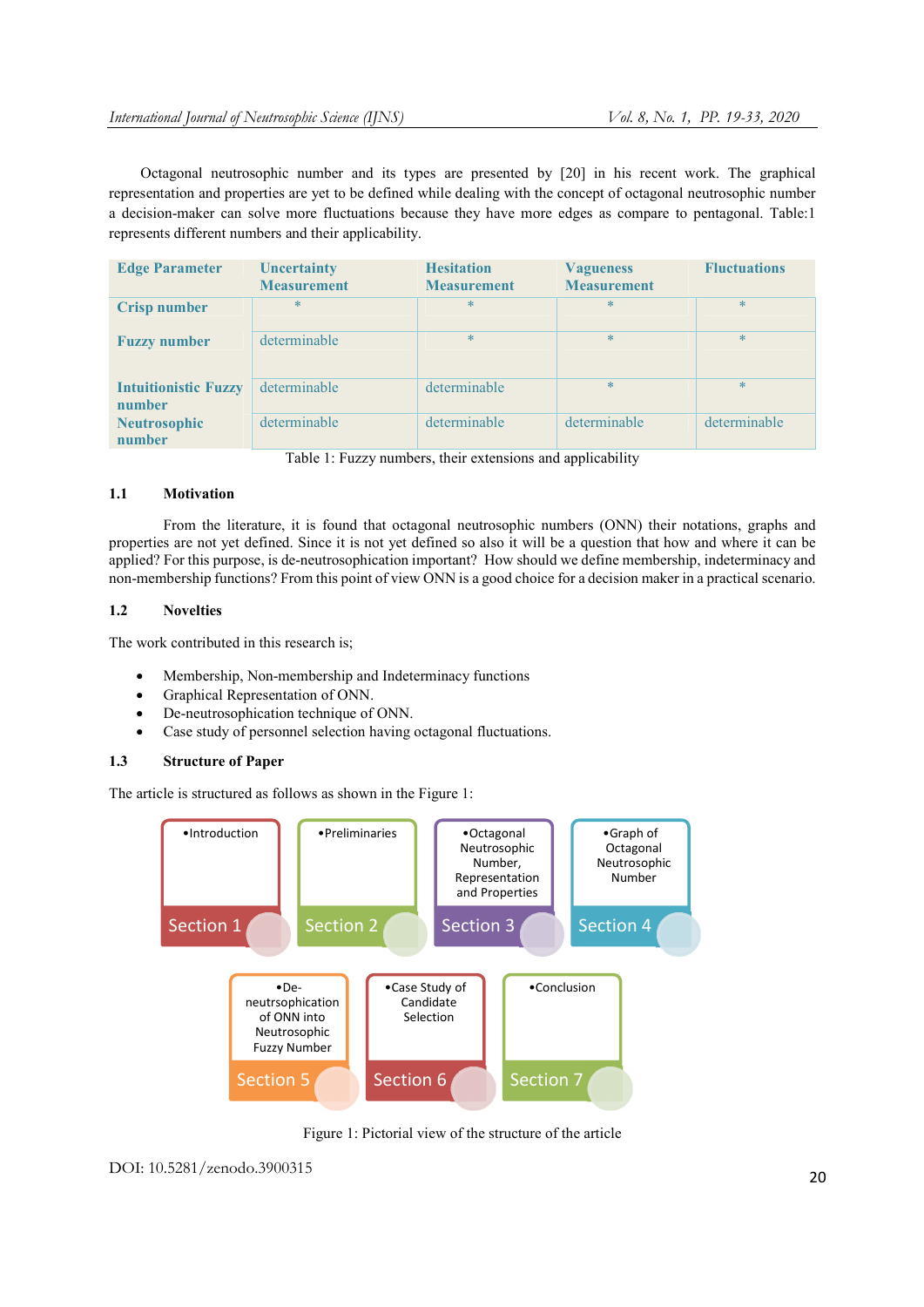Octagonal neutrosophic number and its types are presented by [20] in his recent work. The graphical representation and properties are yet to be defined while dealing with the concept of octagonal neutrosophic number a decision-maker can solve more fluctuations because they have more edges as compare to pentagonal. Table:1 represents different numbers and their applicability.

| Edge Parameter | Uncertainty Measurement | Hesitation Measurement | Vagueness Measurement | Fluctuations |
|---|---|---|---|---|
| Crisp number | * | * | * | * |
| Fuzzy number | determinable | * | * | * |
| Intuitionistic Fuzzy number | determinable | determinable | * | * |
| Neutrosophic number | determinable | determinable | determinable | determinable |

Table 1: Fuzzy numbers, their extensions and applicability

### 1.1 Motivation

From the literature, it is found that octagonal neutrosophic numbers (ONN) their notations, graphs and properties are not yet defined. Since it is not yet defined so also it will be a question that how and where it can be applied? For this purpose, is de-neutrosophication important? How should we define membership, indeterminacy and non-membership functions? From this point of view ONN is a good choice for a decision maker in a practical scenario.

### 1.2 Novelties

The work contributed in this research is;

- Membership, Non-membership and Indeterminacy functions
- Graphical Representation of ONN.
- De-neutrosophication technique of ONN.
- Case study of personnel selection having octagonal fluctuations.

### 1.3 Structure of Paper

The article is structured as follows as shown in the Figure 1:

- Section 1: Introduction
- Section 2: Preliminaries
- Section 3: Octagonal Neutrosophic Number, Representation and Properties
- Section 4: Graph of Octagonal Neutrosophic Number
- Section 5: De-neutrsophication of ONN into Neutrosophic Fuzzy Number
- Section 6: Case Study of Candidate Selection
- Section 7: Conclusion

Figure 1: Pictorial view of the structure of the article

DOI: 10.5281/zenodo.3900315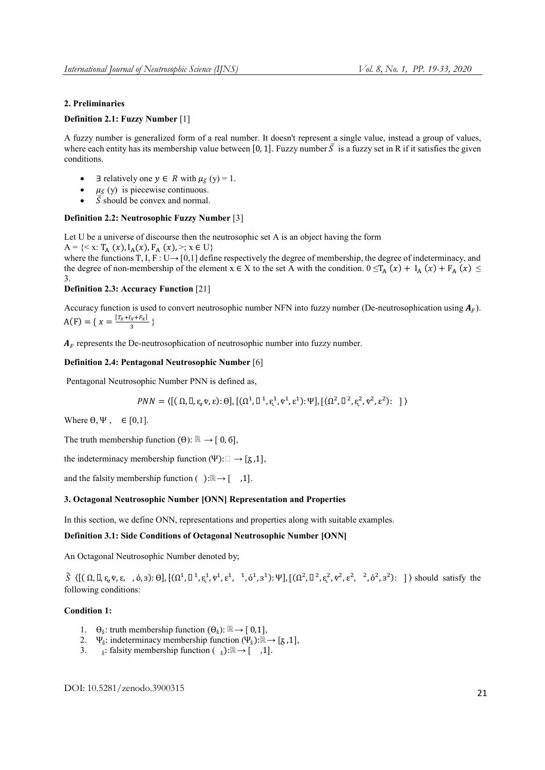## 2. Preliminaries

**Definition 2.1: Fuzzy Number** [1]

A fuzzy number is generalized form of a real number. It doesn't represent a single value, instead a group of values, where each entity has its membership value between $[0, 1]$. Fuzzy number $\bar{S}$ is a fuzzy set in R if it satisfies the given conditions.

- $\exists$ relatively one $y \in R$ with $\mu_{\bar{S}}$ (y) = 1.
- $\mu_{\bar{S}}$ (y) is piecewise continuous.
- $\bar{S}$ should be convex and normal.

**Definition 2.2: Neutrosophic Fuzzy Number** [3]

Let U be a universe of discourse then the neutrosophic set A is an object having the form
$A = \{< x: T_A(x), I_A(x), F_A(x), >; x \in U\}$
where the functions T, I, F : U→ [0,1] define respectively the degree of membership, the degree of indeterminacy, and the degree of non-membership of the element x ∈ X to the set A with the condition. $0 \leq T_A(x) + I_A(x) + F_A(x) \leq 3$.

**Definition 2.3: Accuracy Function** [21]

Accuracy function is used to convert neutrosophic number NFN into fuzzy number (De-neutrosophication using $\boldsymbol{A}_F$).
$A(F) = \{ x = \frac{[T_x + I_x + F_x]}{3} \}$

$\boldsymbol{A}_F$ represents the De-neutrosophication of neutrosophic number into fuzzy number.

**Definition 2.4: Pentagonal Neutrosophic Number** [6]

Pentagonal Neutrosophic Number PNN is defined as,

$$PNN = \langle [(\Omega, \square, \varepsilon, \mathfrak{v}, \varepsilon): \Theta], [(\Omega^1, \square^1, \varepsilon^1, \mathfrak{v}^1, \varepsilon^1): \Psi], [(\Omega^2, \square^2, \varepsilon^2, \mathfrak{v}^2, \varepsilon^2): \ ] \rangle$$

Where $\Theta, \Psi, \ \in [0,1]$.

The truth membership function $(\Theta): \mathbb{R} \to [0, \sigma]$,

the indeterminacy membership function $(\Psi): \square \to [\mathfrak{z}, 1]$,

and the falsity membership function $(\ ): \mathbb{R} \to [\ , 1]$.

## 3. Octagonal Neutrosophic Number [ONN] Representation and Properties

In this section, we define ONN, representations and properties along with suitable examples.

**Definition 3.1: Side Conditions of Octagonal Neutrosophic Number [ONN]**

An Octagonal Neutrosophic Number denoted by;

$\widehat{S}\ \langle [(\Omega, \square, \varepsilon, \mathfrak{v}, \varepsilon, \ , \acute{o}, з): \Theta], [(\Omega^1, \square^1, \varepsilon^1, \mathfrak{v}^1, \varepsilon^1, \ ^1, \acute{o}^1, з^1): \Psi], [(\Omega^2, \square^2, \varepsilon^2, \mathfrak{v}^2, \varepsilon^2, \ ^2, \acute{o}^2, з^2): \ ] \rangle$ should satisfy the following conditions:

**Condition 1:**

1. $\Theta_{\mathfrak{s}}$: truth membership function $(\Theta_{\mathfrak{s}}): \mathbb{R} \to [0,1]$,
2. $\Psi_{\mathfrak{s}}$: indeterminacy membership function $(\Psi_{\mathfrak{s}}): \mathbb{R} \to [\mathfrak{z}, 1]$,
3. $_{\mathfrak{s}}$: falsity membership function $(\ _{\mathfrak{s}}): \mathbb{R} \to [\ , 1]$.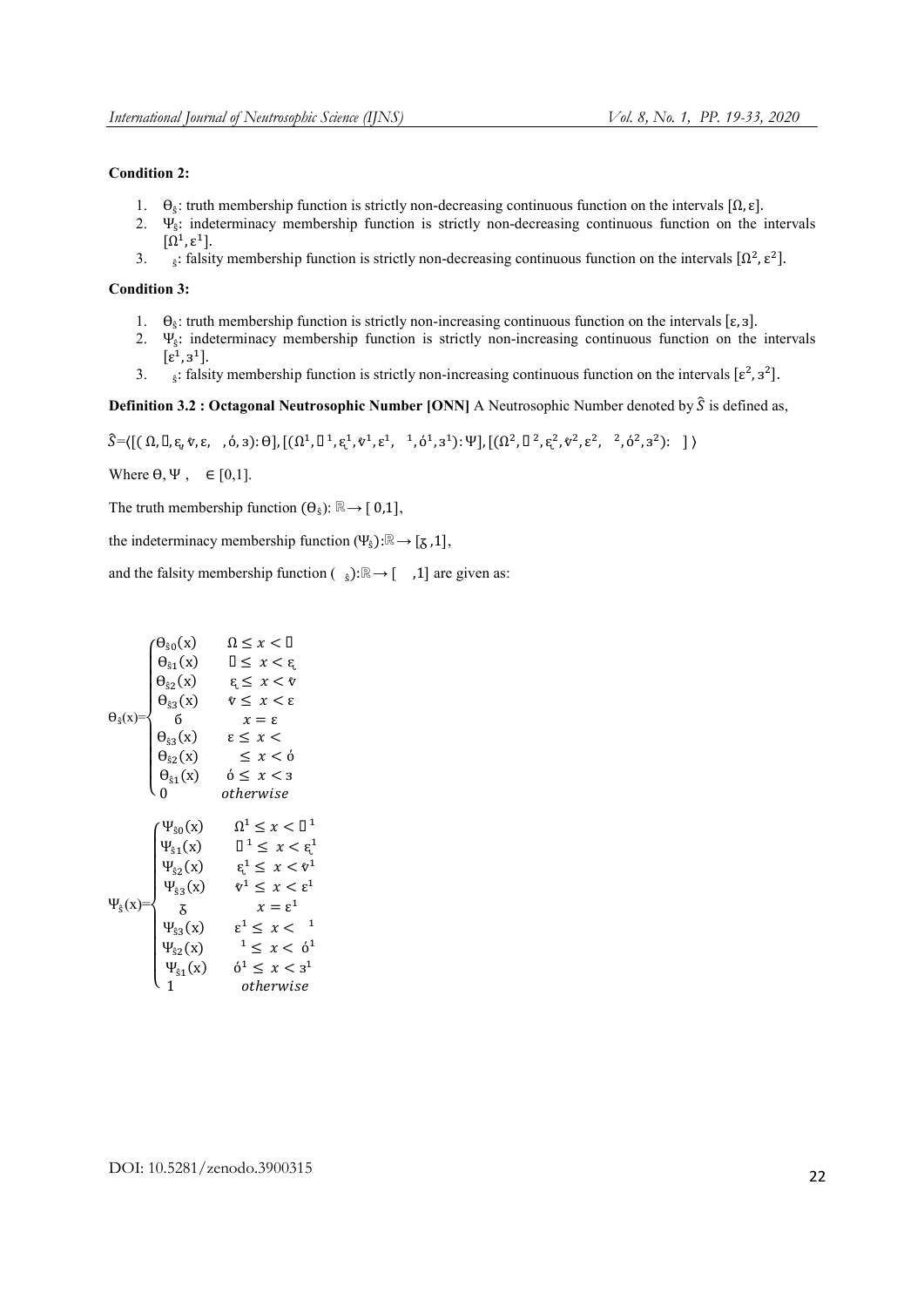**Condition 2:**

1. $\Theta_{\hat{s}}$: truth membership function is strictly non-decreasing continuous function on the intervals $[\Omega, \varepsilon]$.
2. $\Psi_{\hat{s}}$: indeterminacy membership function is strictly non-decreasing continuous function on the intervals $[\Omega^1, \varepsilon^1]$.
3. $_{\hat{s}}$: falsity membership function is strictly non-decreasing continuous function on the intervals $[\Omega^2, \varepsilon^2]$.

**Condition 3:**

1. $\Theta_{\hat{s}}$: truth membership function is strictly non-increasing continuous function on the intervals $[\varepsilon, з]$.
2. $\Psi_{\hat{s}}$: indeterminacy membership function is strictly non-increasing continuous function on the intervals $[\varepsilon^1, з^1]$.
3. $_{\hat{s}}$: falsity membership function is strictly non-increasing continuous function on the intervals $[\varepsilon^2, з^2]$.

**Definition 3.2 : Octagonal Neutrosophic Number [ONN]** A Neutrosophic Number denoted by $\hat{S}$ is defined as,

$\hat{S}$=⟨[( Ω, ▯, ꞓ, ѷ, ε, , ó, з): Θ], [(Ω¹, ▯¹, ꞓ¹, ѷ¹, ε¹, ¹, ó¹, з¹): Ψ], [(Ω², ▯², ꞓ², ѷ², ε², ², ó², з²): ] ⟩

Where Θ, Ψ , ∈ [0,1].

The truth membership function $(\Theta_{\hat{s}})$: $\mathbb{R} \rightarrow [0,1]$,

the indeterminacy membership function $(\Psi_{\hat{s}})$: $\mathbb{R} \rightarrow [ƺ, 1]$,

and the falsity membership function $( _{\hat{s}})$: $\mathbb{R} \rightarrow [\ ,1]$ are given as:

$$\Theta_{\hat{s}}(x)=\begin{cases} \Theta_{\hat{s}0}(x) & \Omega \leq x < ▯ \\ \Theta_{\hat{s}1}(x) & ▯ \leq x < ꞓ \\ \Theta_{\hat{s}2}(x) & ꞓ \leq x < ѷ \\ \Theta_{\hat{s}3}(x) & ѷ \leq x < \varepsilon \\ б & x = \varepsilon \\ \Theta_{\hat{s}3}(x) & \varepsilon \leq x < \\ \Theta_{\hat{s}2}(x) & \leq x < ó \\ \Theta_{\hat{s}1}(x) & ó \leq x < з \\ 0 & otherwise \end{cases}$$

$$\Psi_{\hat{s}}(x)=\begin{cases} \Psi_{\hat{s}0}(x) & \Omega^1 \leq x < ▯^1 \\ \Psi_{\hat{s}1}(x) & ▯^1 \leq x < ꞓ^1 \\ \Psi_{\hat{s}2}(x) & ꞓ^1 \leq x < ѷ^1 \\ \Psi_{\hat{s}3}(x) & ѷ^1 \leq x < \varepsilon^1 \\ ƺ & x = \varepsilon^1 \\ \Psi_{\hat{s}3}(x) & \varepsilon^1 \leq x < {}^1 \\ \Psi_{\hat{s}2}(x) & {}^1 \leq x < ó^1 \\ \Psi_{\hat{s}1}(x) & ó^1 \leq x < з^1 \\ 1 & otherwise \end{cases}$$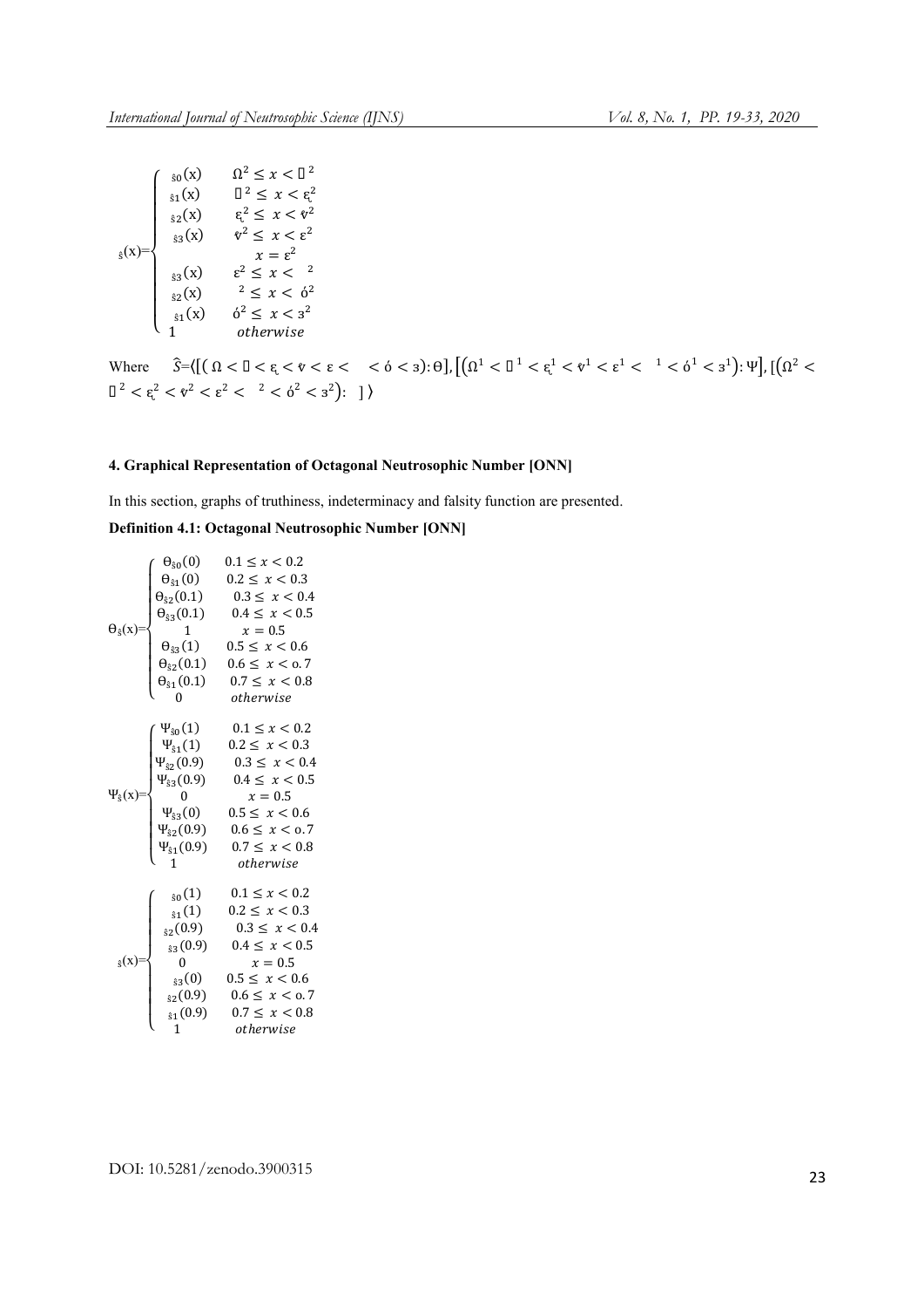$$
_{\hat{s}}(x)=\begin{cases} _{\hat{s}0}(x) & \Omega^2 \le x < \square^2 \\ _{\hat{s}1}(x) & \square^2 \le x < \mathfrak{\varepsilon}^2 \\ _{\hat{s}2}(x) & \mathfrak{\varepsilon}^2 \le x < \mathfrak{v}^2 \\ _{\hat{s}3}(x) & \mathfrak{v}^2 \le x < \varepsilon^2 \\ & x = \varepsilon^2 \\ _{\hat{s}3}(x) & \varepsilon^2 \le x < \ ^2 \\ _{\hat{s}2}(x) & ^2 \le x < ó^2 \\ _{\hat{s}1}(x) & ó^2 \le x < з^2 \\ 1 & otherwise \end{cases}
$$

Where $\hat{S}$=⟨[( $\Omega < \square < \mathfrak{\varepsilon} < \mathfrak{v} < \varepsilon < \quad < ó < з$): Θ], [($\Omega^1 < \square^1 < \mathfrak{\varepsilon}^1 < \mathfrak{v}^1 < \varepsilon^1 < \ ^1 < ó^1 < з^1$): Ψ], [($\Omega^2 < \square^2 < \mathfrak{\varepsilon}^2 < \mathfrak{v}^2 < \varepsilon^2 < \ ^2 < ó^2 < з^2$): ]⟩

## 4. Graphical Representation of Octagonal Neutrosophic Number [ONN]

In this section, graphs of truthiness, indeterminacy and falsity function are presented.

**Definition 4.1: Octagonal Neutrosophic Number [ONN]**

$$
\Theta_{\hat{s}}(x)=\begin{cases} \Theta_{\hat{s}0}(0) & 0.1 \le x < 0.2 \\ \Theta_{\hat{s}1}(0) & 0.2 \le x < 0.3 \\ \Theta_{\hat{s}2}(0.1) & 0.3 \le x < 0.4 \\ \Theta_{\hat{s}3}(0.1) & 0.4 \le x < 0.5 \\ 1 & x = 0.5 \\ \Theta_{\hat{s}3}(1) & 0.5 \le x < 0.6 \\ \Theta_{\hat{s}2}(0.1) & 0.6 \le x < o.7 \\ \Theta_{\hat{s}1}(0.1) & 0.7 \le x < 0.8 \\ 0 & otherwise \end{cases}
$$

$$
\Psi_{\hat{s}}(x)=\begin{cases} \Psi_{\hat{s}0}(1) & 0.1 \le x < 0.2 \\ \Psi_{\hat{s}1}(1) & 0.2 \le x < 0.3 \\ \Psi_{\hat{s}2}(0.9) & 0.3 \le x < 0.4 \\ \Psi_{\hat{s}3}(0.9) & 0.4 \le x < 0.5 \\ 0 & x = 0.5 \\ \Psi_{\hat{s}3}(0) & 0.5 \le x < 0.6 \\ \Psi_{\hat{s}2}(0.9) & 0.6 \le x < o.7 \\ \Psi_{\hat{s}1}(0.9) & 0.7 \le x < 0.8 \\ 1 & otherwise \end{cases}
$$

$$
_{\hat{s}}(x)=\begin{cases} _{\hat{s}0}(1) & 0.1 \le x < 0.2 \\ _{\hat{s}1}(1) & 0.2 \le x < 0.3 \\ _{\hat{s}2}(0.9) & 0.3 \le x < 0.4 \\ _{\hat{s}3}(0.9) & 0.4 \le x < 0.5 \\ 0 & x = 0.5 \\ _{\hat{s}3}(0) & 0.5 \le x < 0.6 \\ _{\hat{s}2}(0.9) & 0.6 \le x < o.7 \\ _{\hat{s}1}(0.9) & 0.7 \le x < 0.8 \\ 1 & otherwise \end{cases}
$$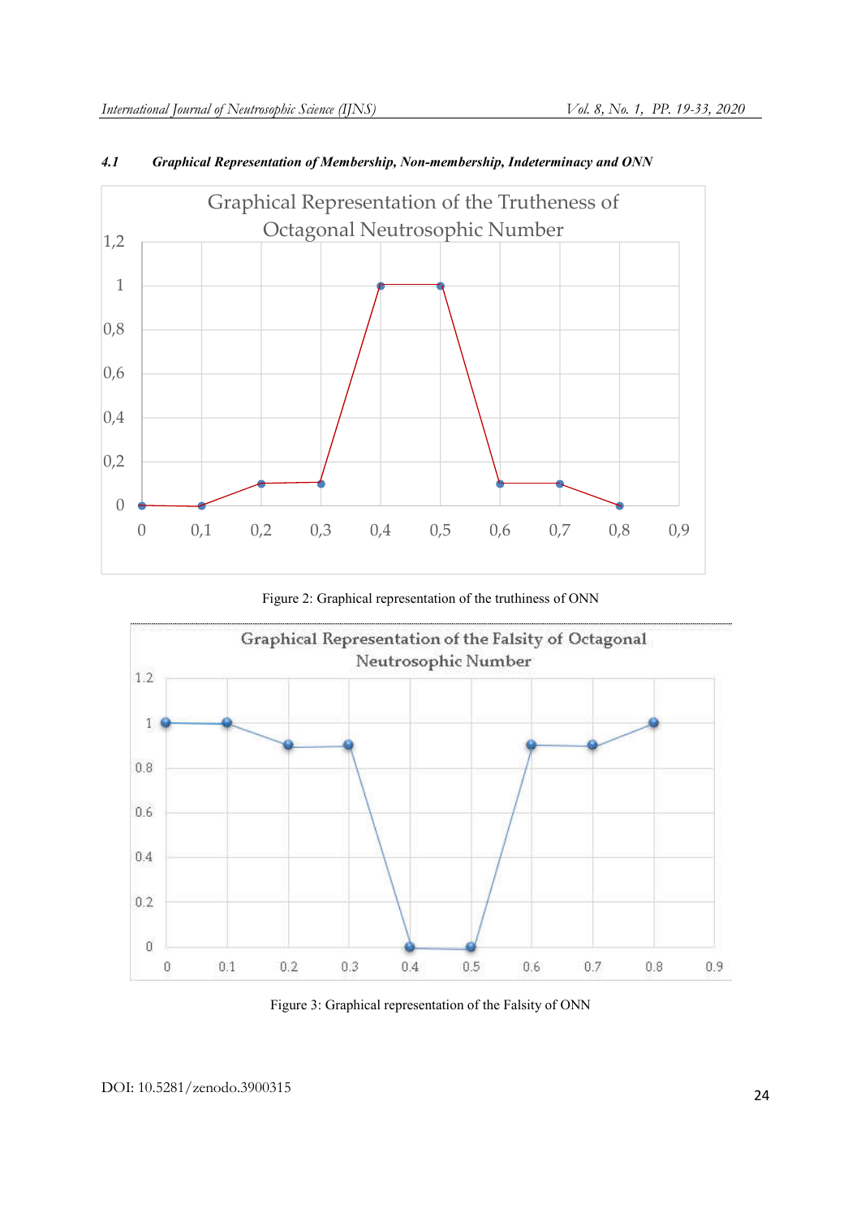#### 4.1 Graphical Representation of Membership, Non-membership, Indeterminacy and ONN

Figure 2: Graphical representation of the truthiness of ONN

Figure 3: Graphical representation of the Falsity of ONN

DOI: 10.5281/zenodo.3900315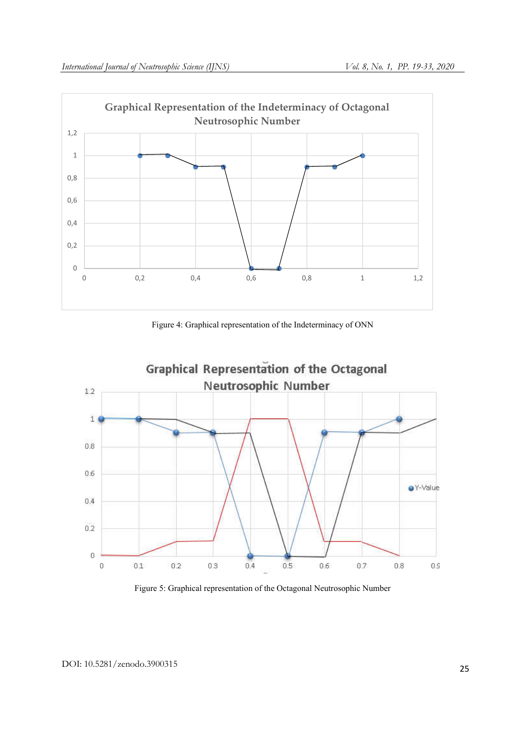Figure 4: Graphical representation of the Indeterminacy of ONN

Figure 5: Graphical representation of the Octagonal Neutrosophic Number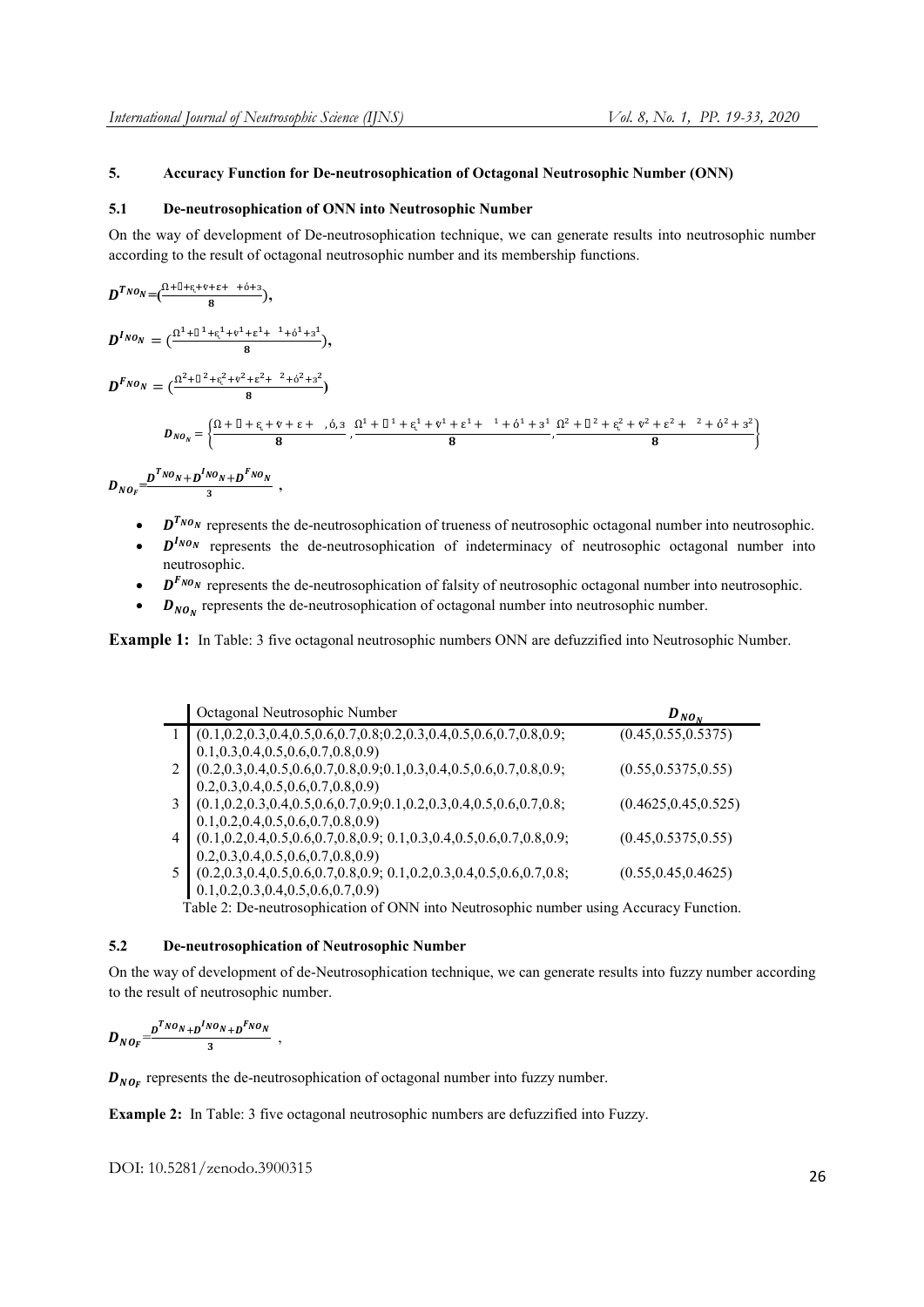## 5. Accuracy Function for De-neutrosophication of Octagonal Neutrosophic Number (ONN)

### 5.1 De-neutrosophication of ONN into Neutrosophic Number

On the way of development of De-neutrosophication technique, we can generate results into neutrosophic number according to the result of octagonal neutrosophic number and its membership functions.

$$D^{TNO_N}=\left(\frac{\Omega+\mho+\epsilon+\mathrm{v}+\varepsilon+\;\;+\acute{o}+з}{8}\right),$$

$$D^{INO_N}=\left(\frac{\Omega^1+\mho^1+\epsilon^1+\mathrm{v}^1+\varepsilon^1+\;\;^1+\acute{o}^1+з^1}{8}\right),$$

$$D^{FNO_N}=\left(\frac{\Omega^2+\mho^2+\epsilon^2+\mathrm{v}^2+\varepsilon^2+\;\;^2+\acute{o}^2+з^2}{8}\right)$$

$$D_{NO_N}=\left\{\frac{\Omega+\mho+\epsilon+\mathrm{v}+\varepsilon+\;\;,\acute{o},з}{8},\frac{\Omega^1+\mho^1+\epsilon^1+\mathrm{v}^1+\varepsilon^1+\;\;^1+\acute{o}^1+з^1}{8},\frac{\Omega^2+\mho^2+\epsilon^2+\mathrm{v}^2+\varepsilon^2+\;\;^2+\acute{o}^2+з^2}{8}\right\}$$

$$D_{NO_F}=\frac{D^{TNO_N}+D^{INO_N}+D^{FNO_N}}{3},$$

- $D^{TNO_N}$ represents the de-neutrosophication of trueness of neutrosophic octagonal number into neutrosophic.
- $D^{INO_N}$ represents the de-neutrosophication of indeterminacy of neutrosophic octagonal number into neutrosophic.
- $D^{FNO_N}$ represents the de-neutrosophication of falsity of neutrosophic octagonal number into neutrosophic.
- $D_{NO_N}$ represents the de-neutrosophication of octagonal number into neutrosophic number.

**Example 1:** In Table: 3 five octagonal neutrosophic numbers ONN are defuzzified into Neutrosophic Number.

| | Octagonal Neutrosophic Number | $D_{NO_N}$ |
|---|---|---|
| 1 | (0.1,0.2,0.3,0.4,0.5,0.6,0.7,0.8;0.2,0.3,0.4,0.5,0.6,0.7,0.8,0.9; 0.1,0.3,0.4,0.5,0.6,0.7,0.8,0.9) | (0.45,0.55,0.5375) |
| 2 | (0.2,0.3,0.4,0.5,0.6,0.7,0.8,0.9;0.1,0.3,0.4,0.5,0.6,0.7,0.8,0.9; 0.2,0.3,0.4,0.5,0.6,0.7,0.8,0.9) | (0.55,0.5375,0.55) |
| 3 | (0.1,0.2,0.3,0.4,0.5,0.6,0.7,0.9;0.1,0.2,0.3,0.4,0.5,0.6,0.7,0.8; 0.1,0.2,0.4,0.5,0.6,0.7,0.8,0.9) | (0.4625,0.45,0.525) |
| 4 | (0.1,0.2,0.4,0.5,0.6,0.7,0.8,0.9; 0.1,0.3,0.4,0.5,0.6,0.7,0.8,0.9; 0.2,0.3,0.4,0.5,0.6,0.7,0.8,0.9) | (0.45,0.5375,0.55) |
| 5 | (0.2,0.3,0.4,0.5,0.6,0.7,0.8,0.9; 0.1,0.2,0.3,0.4,0.5,0.6,0.7,0.8; 0.1,0.2,0.3,0.4,0.5,0.6,0.7,0.9) | (0.55,0.45,0.4625) |

Table 2: De-neutrosophication of ONN into Neutrosophic number using Accuracy Function.

### 5.2 De-neutrosophication of Neutrosophic Number

On the way of development of de-Neutrosophication technique, we can generate results into fuzzy number according to the result of neutrosophic number.

$$D_{NO_F}=\frac{D^{TNO_N}+D^{INO_N}+D^{FNO_N}}{3},$$

$D_{NO_F}$ represents the de-neutrosophication of octagonal number into fuzzy number.

**Example 2:** In Table: 3 five octagonal neutrosophic numbers are defuzzified into Fuzzy.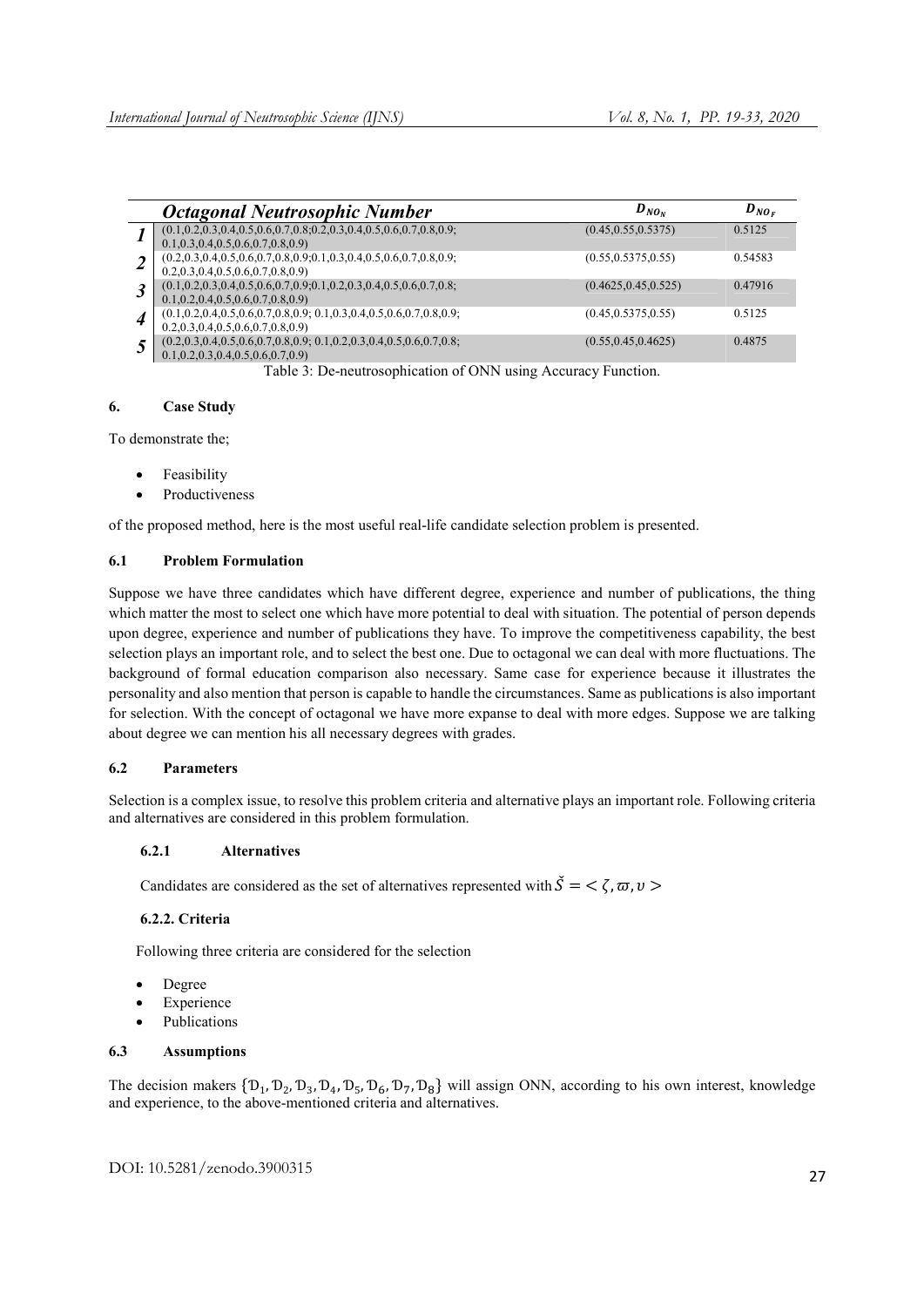| | *Octagonal Neutrosophic Number* | $D_{NO_N}$ | $D_{NO_F}$ |
|---|---|---|---|
| *1* | (0.1,0.2,0.3,0.4,0.5,0.6,0.7,0.8;0.2,0.3,0.4,0.5,0.6,0.7,0.8,0.9; 0.1,0.3,0.4,0.5,0.6,0.7,0.8,0.9) | (0.45,0.55,0.5375) | 0.5125 |
| *2* | (0.2,0.3,0.4,0.5,0.6,0.7,0.8,0.9;0.1,0.3,0.4,0.5,0.6,0.7,0.8,0.9; 0.2,0.3,0.4,0.5,0.6,0.7,0.8,0.9) | (0.55,0.5375,0.55) | 0.54583 |
| *3* | (0.1,0.2,0.3,0.4,0.5,0.6,0.7,0.9;0.1,0.2,0.3,0.4,0.5,0.6,0.7,0.8; 0.1,0.2,0.4,0.5,0.6,0.7,0.8,0.9) | (0.4625,0.45,0.525) | 0.47916 |
| *4* | (0.1,0.2,0.4,0.5,0.6,0.7,0.8,0.9; 0.1,0.3,0.4,0.5,0.6,0.7,0.8,0.9; 0.2,0.3,0.4,0.5,0.6,0.7,0.8,0.9) | (0.45,0.5375,0.55) | 0.5125 |
| *5* | (0.2,0.3,0.4,0.5,0.6,0.7,0.8,0.9; 0.1,0.2,0.3,0.4,0.5,0.6,0.7,0.8; 0.1,0.2,0.3,0.4,0.5,0.6,0.7,0.9) | (0.55,0.45,0.4625) | 0.4875 |

Table 3: De-neutrosophication of ONN using Accuracy Function.

## 6. Case Study

To demonstrate the;

- Feasibility
- Productiveness

of the proposed method, here is the most useful real-life candidate selection problem is presented.

### 6.1 Problem Formulation

Suppose we have three candidates which have different degree, experience and number of publications, the thing which matter the most to select one which have more potential to deal with situation. The potential of person depends upon degree, experience and number of publications they have. To improve the competitiveness capability, the best selection plays an important role, and to select the best one. Due to octagonal we can deal with more fluctuations. The background of formal education comparison also necessary. Same case for experience because it illustrates the personality and also mention that person is capable to handle the circumstances. Same as publications is also important for selection. With the concept of octagonal we have more expanse to deal with more edges. Suppose we are talking about degree we can mention his all necessary degrees with grades.

### 6.2 Parameters

Selection is a complex issue, to resolve this problem criteria and alternative plays an important role. Following criteria and alternatives are considered in this problem formulation.

#### 6.2.1 Alternatives

Candidates are considered as the set of alternatives represented with $\check{S} = <\zeta, \varpi, \upsilon>$

#### 6.2.2. Criteria

Following three criteria are considered for the selection

- Degree
- Experience
- Publications

### 6.3 Assumptions

The decision makers $\{\mathcal{D}_1, \mathcal{D}_2, \mathcal{D}_3, \mathcal{D}_4, \mathcal{D}_5, \mathcal{D}_6, \mathcal{D}_7, \mathcal{D}_8\}$ will assign ONN, according to his own interest, knowledge and experience, to the above-mentioned criteria and alternatives.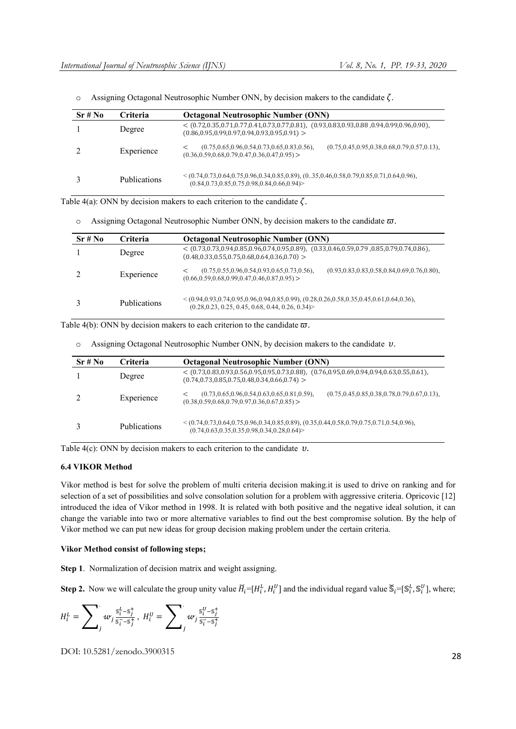- Assigning Octagonal Neutrosophic Number ONN, by decision makers to the candidate $\zeta$.

| Sr # No | Criteria | Octagonal Neutrosophic Number (ONN) |
|---|---|---|
| 1 | Degree | < (0.72,0.35,0.71,0.77,0.41,0.73,0.77,0.81), (0.93,0.83,0.93,0.88 ,0.94,0.99,0.96,0.90), (0.86,0.95,0.99,0.97,0.94,0.93,0.95,0.91) > |
| 2 | Experience | < (0.75,0.65,0.96,0.54,0.73,0.65,0.83,0.56), (0.75,0.45,0.95,0.38,0.68,0.79,0.57,0.13), (0.36,0.59,0.68,0.79,0.47,0.36,0.47,0.95) > |
| 3 | Publications | < (0.74,0.73,0.64,0.75,0.96,0.34,0.85,0.89), (0..35,0.46,0.58,0.79,0.85,0.71,0.64,0.96), (0.84,0.73,0.85,0.75,0.98,0.84,0.66,0.94)> |

Table 4(a): ONN by decision makers to each criterion to the candidate $\zeta$.

- Assigning Octagonal Neutrosophic Number ONN, by decision makers to the candidate $\varpi$.

| Sr # No | Criteria | Octagonal Neutrosophic Number (ONN) |
|---|---|---|
| 1 | Degree | < (0.73,0.73,0.94,0.85,0.96,0.74,0.95,0.89), (0.33,0.46,0.59,0.79 ,0.85,0.79,0.74,0.86), (0.48,0.33,0.55,0.75,0.68,0.64,0.36,0.70) > |
| 2 | Experience | < (0.75,0.55,0.96,0.54,0.93,0.65,0.73,0.56), (0.93,0.83,0.83,0.58,0.84,0.69,0.76,0.80), (0.66,0.59,0.68,0.99,0.47,0.46,0.87,0.95) > |
| 3 | Publications | < (0.94,0.93,0.74,0.95,0.96,0.94,0.85,0.99), (0.28,0.26,0.58,0.35,0.45,0.61,0.64,0.36), (0.28,0.23, 0.25, 0.45, 0.68, 0.44, 0.26, 0.34)> |

Table 4(b): ONN by decision makers to each criterion to the candidate $\varpi$.

- Assigning Octagonal Neutrosophic Number ONN, by decision makers to the candidate $\upsilon$.

| Sr # No | Criteria | Octagonal Neutrosophic Number (ONN) |
|---|---|---|
| 1 | Degree | < (0.73,0.83,0.93,0.56,0.95,0.95,0.73,0.88), (0.76,0.95,0.69,0.94,0.94,0.63,0.55,0.61), (0.74,0.73,0.85,0.75,0.48,0.34,0.66,0.74) > |
| 2 | Experience | < (0.73,0.65,0.96,0.54,0.63,0.65,0.81,0.59), (0.75,0.45,0.85,0.38,0.78,0.79,0.67,0.13), (0.38,0.59,0.68,0.79,0.97,0.36,0.67,0.85) > |
| 3 | Publications | < (0.74,0.73,0.64,0.75,0.96,0.34,0.85,0.89), (0.35,0.44,0.58,0.79,0.75,0.71,0.54,0.96), (0.74,0.63,0.35,0.35,0.98,0.34,0.28,0.64)> |

Table 4(c): ONN by decision makers to each criterion to the candidate $\upsilon$.

### 6.4 VIKOR Method

Vikor method is best for solve the problem of multi criteria decision making.it is used to drive on ranking and for selection of a set of possibilities and solve consolation solution for a problem with aggressive criteria. Opricovic [12] introduced the idea of Vikor method in 1998. It is related with both positive and the negative ideal solution, it can change the variable into two or more alternative variables to find out the best compromise solution. By the help of Vikor method we can put new ideas for group decision making problem under the certain criteria.

**Vikor Method consist of following steps;**

**Step 1**. Normalization of decision matrix and weight assigning.

**Step 2.** Now we will calculate the group unity value $\breve{H}_i=[H_i^L, H_i^U]$ and the individual regard value $\breve{\mathbb{S}}_i=[\mathbb{S}_i^L, \mathbb{S}_i^U]$, where;

$$H_i^L = \sum_j w_j \frac{\mathbb{S}_i^L - \mathbb{S}_j^+}{\mathbb{S}_i^- - \mathbb{S}_j^+}, \; H_i^U = \sum_j w_j \frac{\mathbb{S}_i^U - \mathbb{S}_j^+}{\mathbb{S}_i^- - \mathbb{S}_j^+}$$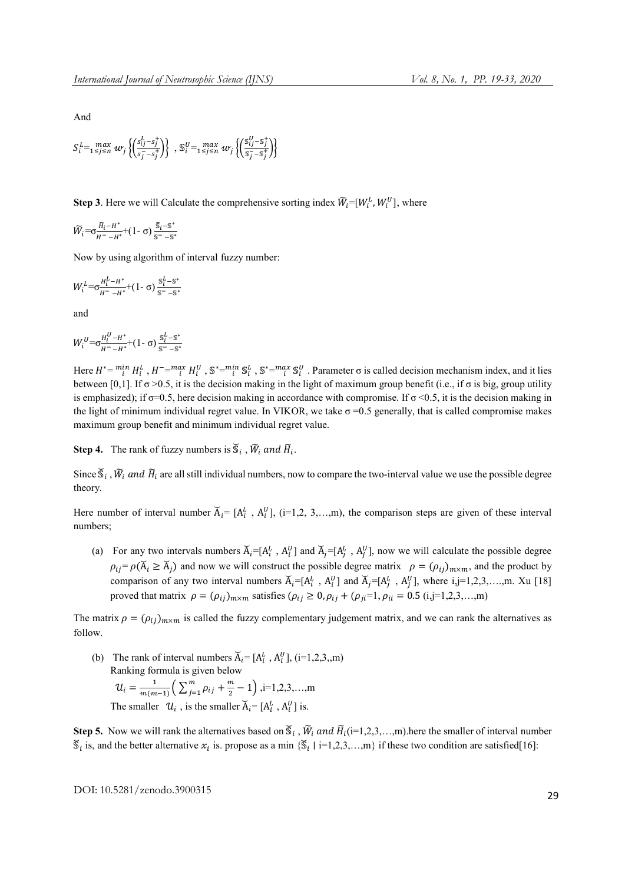And

$$S_i^L = \max_{1 \le j \le n} w_j \left\{ \left( \frac{s_{ij}^L - s_j^+}{s_j^- - s_j^+} \right) \right\} , \ \mathbb{S}_i^U = \max_{1 \le j \le n} w_j \left\{ \left( \frac{\mathbb{S}_{ij}^U - \mathbb{S}_j^+}{\mathbb{S}_j^- - \mathbb{S}_j^+} \right) \right\}$$

**Step 3**. Here we will Calculate the comprehensive sorting index $\widetilde{W}_i = [W_i^L, W_i^U]$, where

$$\widetilde{W}_i = \sigma \frac{\widetilde{H}_i - H^*}{H^- - H^*} + (1 - \sigma) \frac{\widetilde{\mathbb{S}}_i - \mathbb{S}^*}{\mathbb{S}^- - \mathbb{S}^*}$$

Now by using algorithm of interval fuzzy number:

$$W_i^L = \sigma \frac{H_i^L - H^*}{H^- - H^*} + (1 - \sigma) \frac{\mathbb{S}_i^L - \mathbb{S}^*}{\mathbb{S}^- - \mathbb{S}^*}$$

and

$$W_i^U = \sigma \frac{H_i^U - H^*}{H^- - H^*} + (1 - \sigma) \frac{\mathbb{S}_i^L - \mathbb{S}^*}{\mathbb{S}^- - \mathbb{S}^*}$$

Here $H^* = {}^{min}_{i} H_i^L$ , $H^- = {}^{max}_{i} H_i^U$ , $\mathbb{S}^* = {}^{min}_{i} \mathbb{S}_i^L$ , $\mathbb{S}^* = {}^{max}_{i} \mathbb{S}_i^U$ . Parameter σ is called decision mechanism index, and it lies between [0,1]. If σ >0.5, it is the decision making in the light of maximum group benefit (i.e., if σ is big, group utility is emphasized); if σ=0.5, here decision making in accordance with compromise. If σ <0.5, it is the decision making in the light of minimum individual regret value. In VIKOR, we take σ =0.5 generally, that is called compromise makes maximum group benefit and minimum individual regret value.

**Step 4.** The rank of fuzzy numbers is $\breve{\mathbb{S}}_i$ , $\widetilde{W}_i$ *and* $\widetilde{H}_i$.

Since $\breve{\mathbb{S}}_i$ , $\widetilde{W}_i$ *and* $\widetilde{H}_i$ are all still individual numbers, now to compare the two-interval value we use the possible degree theory.

Here number of interval number $\breve{A}_i = [A_i^L , A_i^U]$, (i=1,2, 3,…,m), the comparison steps are given of these interval numbers;

(a) For any two intervals numbers $\breve{A}_i = [A_i^L , A_i^U]$ and $\breve{A}_j = [A_j^L , A_j^U]$, now we will calculate the possible degree $\rho_{ij} = \rho(\breve{A}_i \ge \breve{A}_j)$ and now we will construct the possible degree matrix $\rho = (\rho_{ij})_{m \times m}$, and the product by comparison of any two interval numbers $\breve{A}_i = [A_i^L , A_i^U]$ and $\breve{A}_j = [A_j^L , A_j^U]$, where i,j=1,2,3,….,m. Xu [18] proved that matrix $\rho = (\rho_{ij})_{m \times m}$ satisfies $(\rho_{ij} \ge 0, \rho_{ij} + (\rho_{ji} = 1, \rho_{ii} = 0.5$ (i,j=1,2,3,…,m)

The matrix $\rho = (\rho_{ij})_{m \times m}$ is called the fuzzy complementary judgement matrix, and we can rank the alternatives as follow.

(b) The rank of interval numbers $\breve{A}_i = [A_i^L , A_i^U]$, (i=1,2,3,,m)
Ranking formula is given below
$\mathcal{U}_i = \frac{1}{m(m-1)} \left( \sum_{j=1}^{m} \rho_{ij} + \frac{m}{2} - 1 \right)$ ,i=1,2,3,…,m
The smaller $\mathcal{U}_i$ , is the smaller $\breve{A}_i = [A_i^L , A_i^U]$ is.

**Step 5.** Now we will rank the alternatives based on $\breve{\mathbb{S}}_i$ , $\widetilde{W}_i$ *and* $\widetilde{H}_i$(i=1,2,3,…,m).here the smaller of interval number $\breve{\mathbb{S}}_i$ is, and the better alternative $x_i$ is. propose as a min $\{\breve{\mathbb{S}}_i \mid$ i=1,2,3,…,m$\}$ if these two condition are satisfied[16]: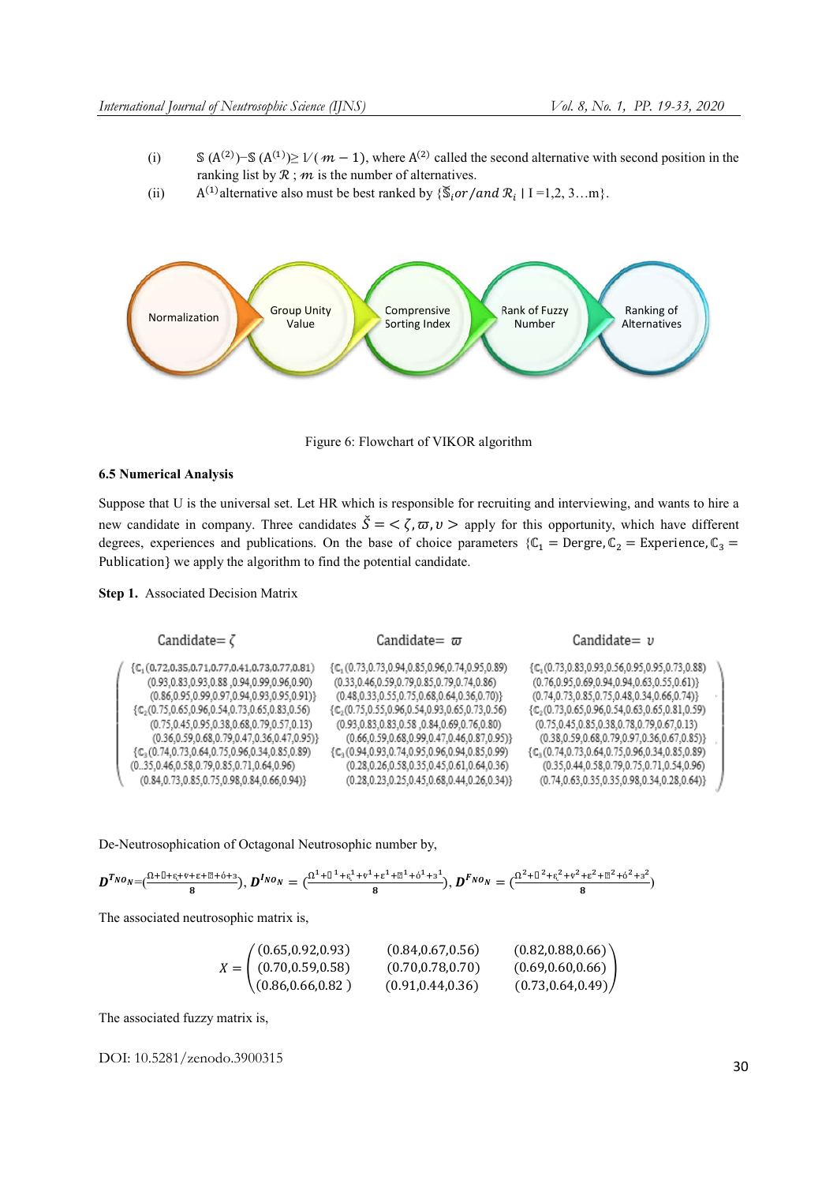(i) $\mathbb{S}(A^{(2)}) - \mathbb{S}(A^{(1)}) \geq 1/(m-1)$, where $A^{(2)}$ called the second alternative with second position in the ranking list by $\mathcal{R}$ ; $m$ is the number of alternatives.

(ii) $A^{(1)}$ alternative also must be best ranked by $\{\breve{\mathbb{S}}_i or/and\ \mathcal{R}_i \mid I = 1, 2, 3 \ldots m\}$.

Normalization → Group Unity Value → Comprensive Sorting Index → Rank of Fuzzy Number → Ranking of Alternatives

Figure 6: Flowchart of VIKOR algorithm

### 6.5 Numerical Analysis

Suppose that U is the universal set. Let HR which is responsible for recruiting and interviewing, and wants to hire a new candidate in company. Three candidates $\breve{S} = <\zeta, \varpi, \upsilon>$ apply for this opportunity, which have different degrees, experiences and publications. On the base of choice parameters $\{\mathbb{C}_1 = \text{Dergre}, \mathbb{C}_2 = \text{Experience}, \mathbb{C}_3 = \text{Publication}\}$ we apply the algorithm to find the potential candidate.

**Step 1.** Associated Decision Matrix

| Candidate= $\zeta$ | Candidate= $\varpi$ | Candidate= $\upsilon$ |
|---|---|---|
| $\{\mathbb{C}_1$(0.72,0.35,0.71,0.77,0.41,0.73,0.77,0.81) (0.93,0.83,0.93,0.88 ,0.94,0.99,0.96,0.90) (0.86,0.95,0.99,0.97,0.94,0.93,0.95,0.91)} | $\{\mathbb{C}_1$(0.73,0.73,0.94,0.85,0.96,0.74,0.95,0.89) (0.33,0.46,0.59,0.79,0.85,0.79,0.74,0.86) (0.48,0.33,0.55,0.75,0.68,0.64,0.36,0.70)} | $\{\mathbb{C}_1$(0.73,0.83,0.93,0.56,0.95,0.95,0.73,0.88) (0.76,0.95,0.69,0.94,0.94,0.63,0.55,0.61)} (0.74,0.73,0.85,0.75,0.48,0.34,0.66,0.74)} |
| $\{\mathbb{C}_2$(0.75,0.65,0.96,0.54,0.73,0.65,0.83,0.56) (0.75,0.45,0.95,0.38,0.68,0.79,0.57,0.13) (0.36,0.59,0.68,0.79,0.47,0.36,0.47,0.95)} | $\{\mathbb{C}_2$(0.75,0.55,0.96,0.54,0.93,0.65,0.73,0.56) (0.93,0.83,0.83,0.58 ,0.84,0.69,0.76,0.80) (0.66,0.59,0.68,0.99,0.47,0.46,0.87,0.95)} | $\{\mathbb{C}_2$(0.73,0.65,0.96,0.54,0.63,0.65,0.81,0.59) (0.75,0.45,0.85,0.38,0.78,0.79,0.67,0.13) (0.38,0.59,0.68,0.79,0.97,0.36,0.67,0.85)} |
| $\{\mathbb{C}_3$(0.74,0.73,0.64,0.75,0.96,0.34,0.85,0.89) (0..35,0.46,0.58,0.79,0.85,0.71,0.64,0.96) (0.84,0.73,0.85,0.75,0.98,0.84,0.66,0.94)} | $\{\mathbb{C}_3$(0.94,0.93,0.74,0.95,0.96,0.94,0.85,0.99) (0.28,0.26,0.58,0.35,0.45,0.61,0.64,0.36) (0.28,0.23,0.25,0.45,0.68,0.44,0.26,0.34)} | $\{\mathbb{C}_3$(0.74,0.73,0.64,0.75,0.96,0.34,0.85,0.89) (0.35,0.44,0.58,0.79,0.75,0.71,0.54,0.96) (0.74,0.63,0.35,0.35,0.98,0.34,0.28,0.64)} |

De-Neutrosophication of Octagonal Neutrosophic number by,

$$D^{T_{NO_N}} = \left(\frac{\Omega + \beth + \epsilon + \nu + \varepsilon + \daleth + \acute{o} + \mathfrak{z}}{8}\right),\ D^{I_{NO_N}} = \left(\frac{\Omega^1 + \beth^1 + \epsilon^1 + \nu^1 + \varepsilon^1 + \daleth^1 + \acute{o}^1 + \mathfrak{z}^1}{8}\right),\ D^{F_{NO_N}} = \left(\frac{\Omega^2 + \beth^2 + \epsilon^2 + \nu^2 + \varepsilon^2 + \daleth^2 + \acute{o}^2 + \mathfrak{z}^2}{8}\right)$$

The associated neutrosophic matrix is,

$$X = \begin{pmatrix} (0.65, 0.92, 0.93) & (0.84, 0.67, 0.56) & (0.82, 0.88, 0.66) \\ (0.70, 0.59, 0.58) & (0.70, 0.78, 0.70) & (0.69, 0.60, 0.66) \\ (0.86, 0.66, 0.82\ ) & (0.91, 0.44, 0.36) & (0.73, 0.64, 0.49) \end{pmatrix}$$

The associated fuzzy matrix is,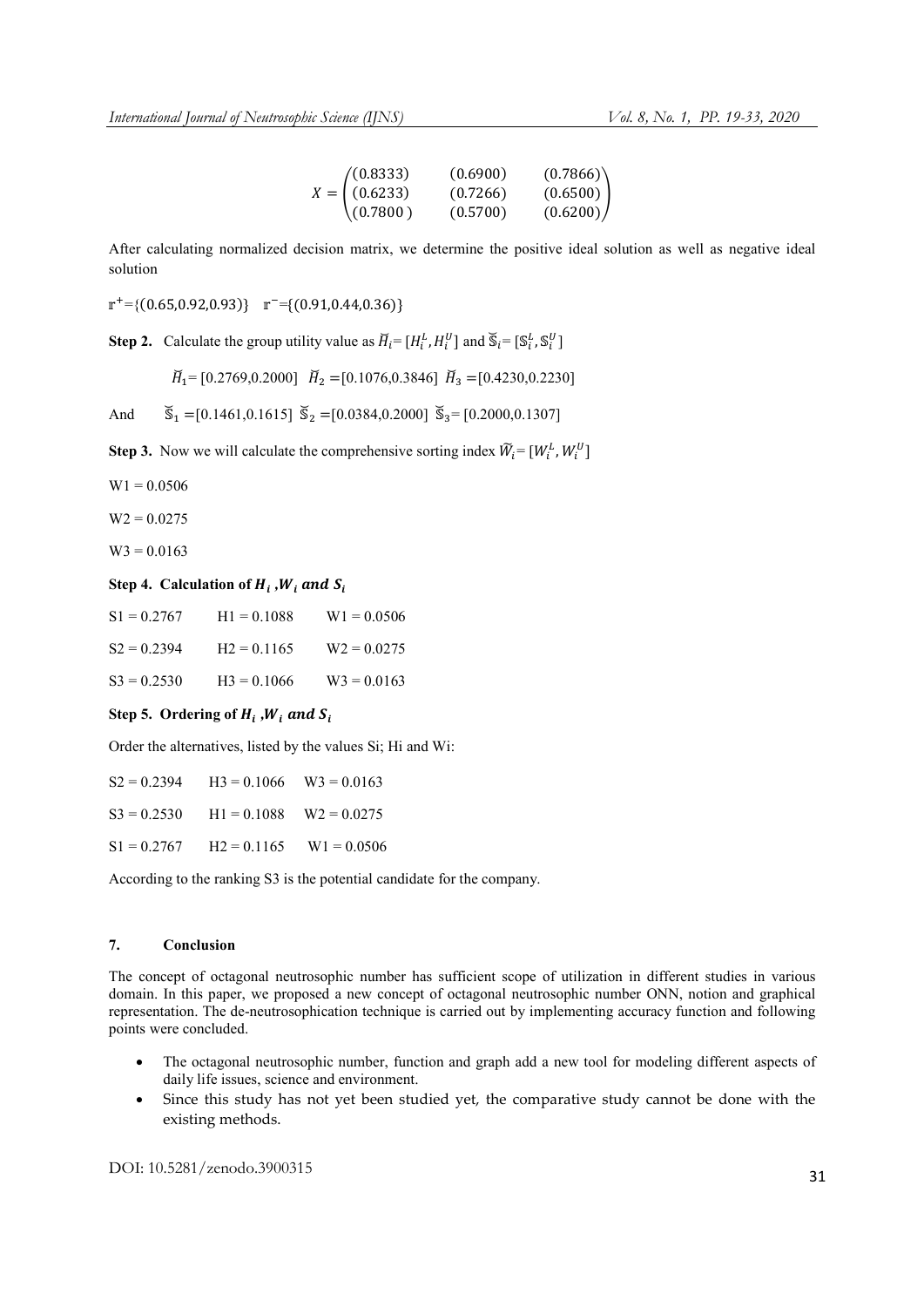$$X = \begin{pmatrix} (0.8333) & (0.6900) & (0.7866) \\ (0.6233) & (0.7266) & (0.6500) \\ (0.7800) & (0.5700) & (0.6200) \end{pmatrix}$$

After calculating normalized decision matrix, we determine the positive ideal solution as well as negative ideal solution

$\mathbb{r}^{+}=\{(0.65,0.92,0.93)\}$ $\mathbb{r}^{-}=\{(0.91,0.44,0.36)\}$

**Step 2.** Calculate the group utility value as $\breve{H}_i=[H_i^L, H_i^U]$ and $\breve{\mathbb{S}}_i=[\mathbb{S}_i^L, \mathbb{S}_i^U]$

$\breve{H}_1=[0.2769,0.2000]$ $\breve{H}_2=[0.1076,0.3846]$ $\breve{H}_3=[0.4230,0.2230]$

And $\breve{\mathbb{S}}_1=[0.1461,0.1615]$ $\breve{\mathbb{S}}_2=[0.0384,0.2000]$ $\breve{\mathbb{S}}_3=[0.2000,0.1307]$

**Step 3.** Now we will calculate the comprehensive sorting index $\widetilde{W}_i=[W_i^L, W_i^U]$

W1 = 0.0506

W2 = 0.0275

W3 = 0.0163

**Step 4. Calculation of $H_i$ ,$W_i$ and $S_i$**

S1 = 0.2767 H1 = 0.1088 W1 = 0.0506

S2 = 0.2394 H2 = 0.1165 W2 = 0.0275

S3 = 0.2530 H3 = 0.1066 W3 = 0.0163

**Step 5. Ordering of $H_i$ ,$W_i$ and $S_i$**

Order the alternatives, listed by the values Si; Hi and Wi:

S2 = 0.2394 H3 = 0.1066 W3 = 0.0163

S3 = 0.2530 H1 = 0.1088 W2 = 0.0275

S1 = 0.2767 H2 = 0.1165 W1 = 0.0506

According to the ranking S3 is the potential candidate for the company.

## 7. Conclusion

The concept of octagonal neutrosophic number has sufficient scope of utilization in different studies in various domain. In this paper, we proposed a new concept of octagonal neutrosophic number ONN, notion and graphical representation. The de-neutrosophication technique is carried out by implementing accuracy function and following points were concluded.

- The octagonal neutrosophic number, function and graph add a new tool for modeling different aspects of daily life issues, science and environment.
- Since this study has not yet been studied yet, the comparative study cannot be done with the existing methods.

DOI: 10.5281/zenodo.3900315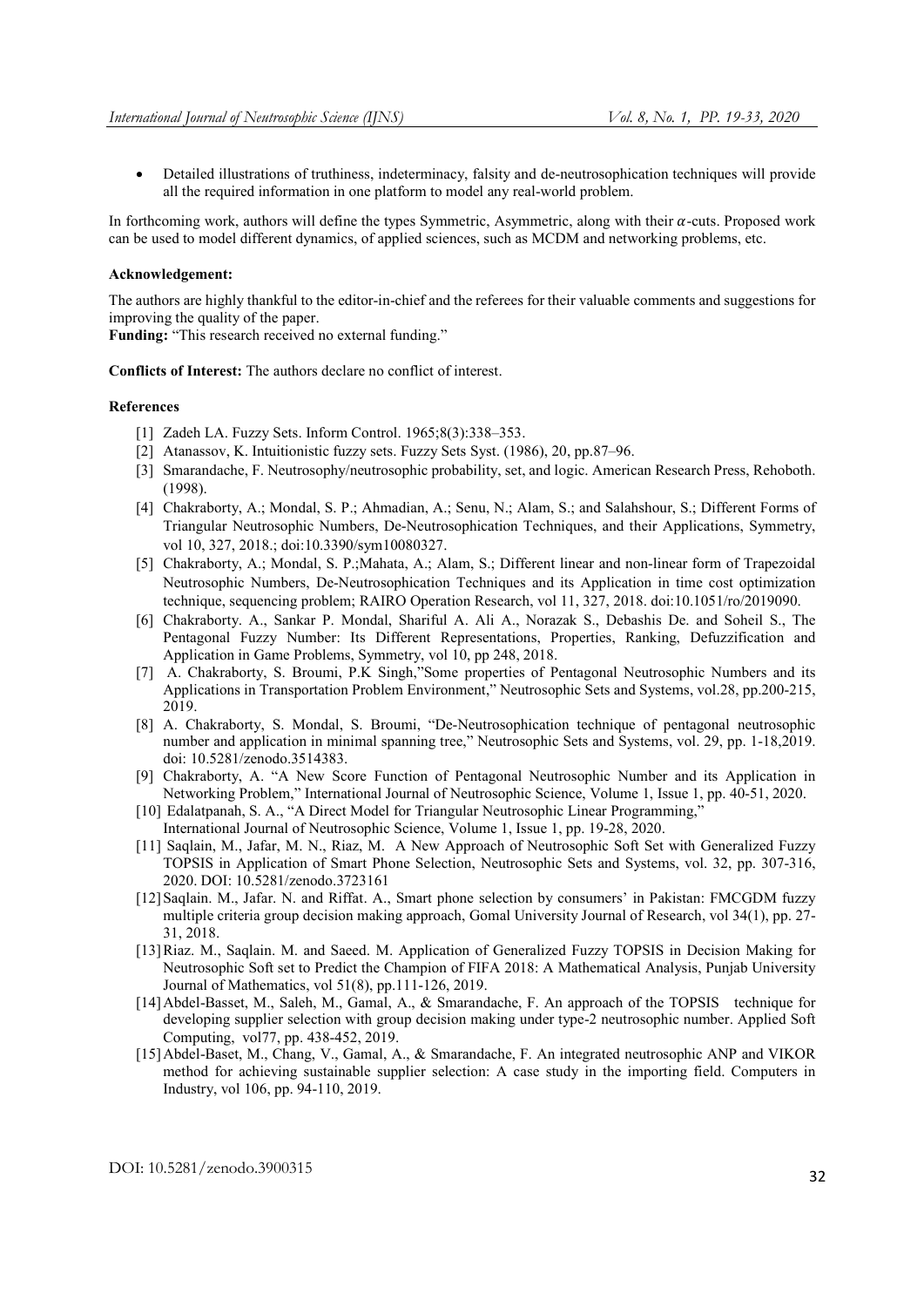- Detailed illustrations of truthiness, indeterminacy, falsity and de-neutrosophication techniques will provide all the required information in one platform to model any real-world problem.

In forthcoming work, authors will define the types Symmetric, Asymmetric, along with their $\alpha$-cuts. Proposed work can be used to model different dynamics, of applied sciences, such as MCDM and networking problems, etc.

**Acknowledgement:**

The authors are highly thankful to the editor-in-chief and the referees for their valuable comments and suggestions for improving the quality of the paper.

**Funding:** "This research received no external funding."

**Conflicts of Interest:** The authors declare no conflict of interest.

**References**

[1] Zadeh LA. Fuzzy Sets. Inform Control. 1965;8(3):338–353.

[2] Atanassov, K. Intuitionistic fuzzy sets. Fuzzy Sets Syst. (1986), 20, pp.87–96.

[3] Smarandache, F. Neutrosophy/neutrosophic probability, set, and logic. American Research Press, Rehoboth. (1998).

[4] Chakraborty, A.; Mondal, S. P.; Ahmadian, A.; Senu, N.; Alam, S.; and Salahshour, S.; Different Forms of Triangular Neutrosophic Numbers, De-Neutrosophication Techniques, and their Applications, Symmetry, vol 10, 327, 2018.; doi:10.3390/sym10080327.

[5] Chakraborty, A.; Mondal, S. P.;Mahata, A.; Alam, S.; Different linear and non-linear form of Trapezoidal Neutrosophic Numbers, De-Neutrosophication Techniques and its Application in time cost optimization technique, sequencing problem; RAIRO Operation Research, vol 11, 327, 2018. doi:10.1051/ro/2019090.

[6] Chakraborty. A., Sankar P. Mondal, Shariful A. Ali A., Norazak S., Debashis De. and Soheil S., The Pentagonal Fuzzy Number: Its Different Representations, Properties, Ranking, Defuzzification and Application in Game Problems, Symmetry, vol 10, pp 248, 2018.

[7] A. Chakraborty, S. Broumi, P.K Singh,"Some properties of Pentagonal Neutrosophic Numbers and its Applications in Transportation Problem Environment," Neutrosophic Sets and Systems, vol.28, pp.200-215, 2019.

[8] A. Chakraborty, S. Mondal, S. Broumi, "De-Neutrosophication technique of pentagonal neutrosophic number and application in minimal spanning tree," Neutrosophic Sets and Systems, vol. 29, pp. 1-18,2019. doi: 10.5281/zenodo.3514383.

[9] Chakraborty, A. "A New Score Function of Pentagonal Neutrosophic Number and its Application in Networking Problem," International Journal of Neutrosophic Science, Volume 1, Issue 1, pp. 40-51, 2020.

[10] Edalatpanah, S. A., "A Direct Model for Triangular Neutrosophic Linear Programming," International Journal of Neutrosophic Science, Volume 1, Issue 1, pp. 19-28, 2020.

[11] Saqlain, M., Jafar, M. N., Riaz, M. A New Approach of Neutrosophic Soft Set with Generalized Fuzzy TOPSIS in Application of Smart Phone Selection, Neutrosophic Sets and Systems, vol. 32, pp. 307-316, 2020. DOI: 10.5281/zenodo.3723161

[12] Saqlain. M., Jafar. N. and Riffat. A., Smart phone selection by consumers' in Pakistan: FMCGDM fuzzy multiple criteria group decision making approach, Gomal University Journal of Research, vol 34(1), pp. 27-31, 2018.

[13] Riaz. M., Saqlain. M. and Saeed. M. Application of Generalized Fuzzy TOPSIS in Decision Making for Neutrosophic Soft set to Predict the Champion of FIFA 2018: A Mathematical Analysis, Punjab University Journal of Mathematics, vol 51(8), pp.111-126, 2019.

[14] Abdel-Basset, M., Saleh, M., Gamal, A., & Smarandache, F. An approach of the TOPSIS technique for developing supplier selection with group decision making under type-2 neutrosophic number. Applied Soft Computing, vol77, pp. 438-452, 2019.

[15] Abdel-Baset, M., Chang, V., Gamal, A., & Smarandache, F. An integrated neutrosophic ANP and VIKOR method for achieving sustainable supplier selection: A case study in the importing field. Computers in Industry, vol 106, pp. 94-110, 2019.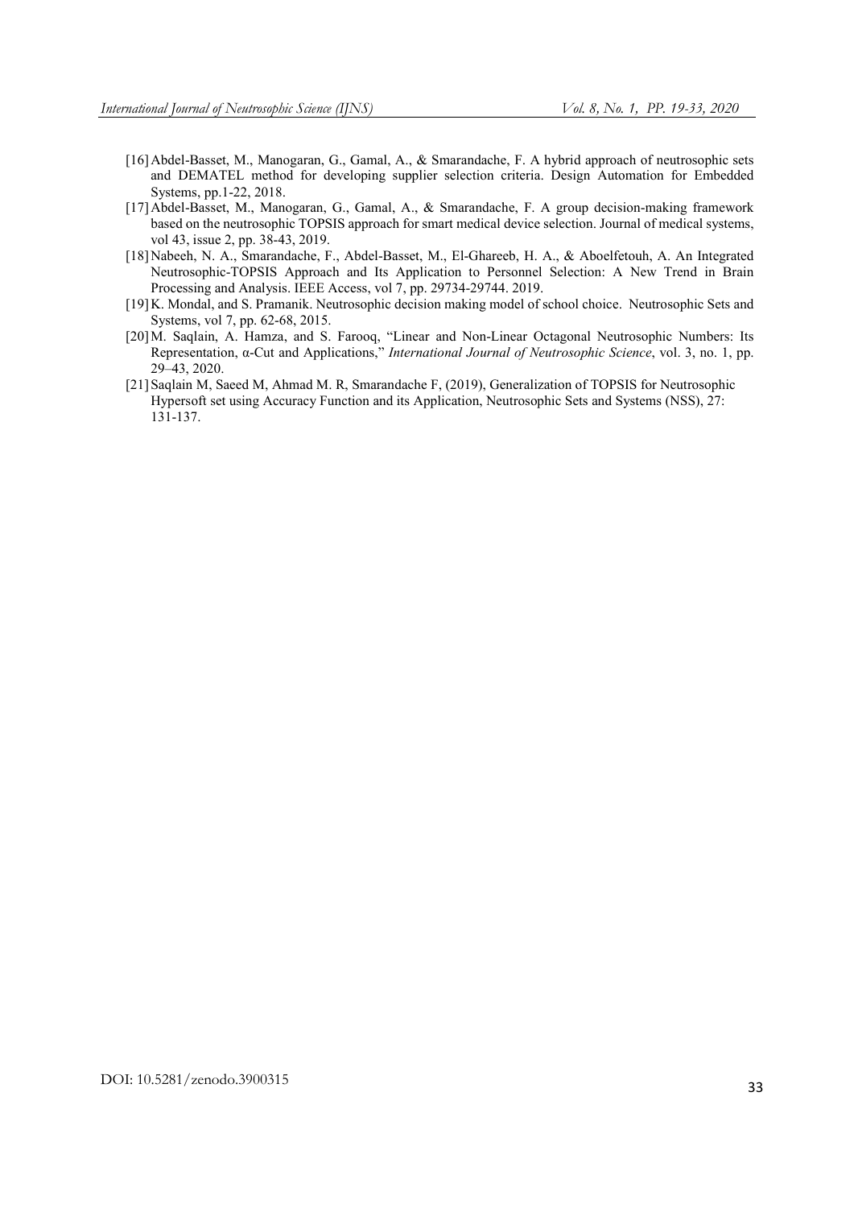[16] Abdel-Basset, M., Manogaran, G., Gamal, A., & Smarandache, F. A hybrid approach of neutrosophic sets and DEMATEL method for developing supplier selection criteria. Design Automation for Embedded Systems, pp.1-22, 2018.

[17] Abdel-Basset, M., Manogaran, G., Gamal, A., & Smarandache, F. A group decision-making framework based on the neutrosophic TOPSIS approach for smart medical device selection. Journal of medical systems, vol 43, issue 2, pp. 38-43, 2019.

[18] Nabeeh, N. A., Smarandache, F., Abdel-Basset, M., El-Ghareeb, H. A., & Aboelfetouh, A. An Integrated Neutrosophic-TOPSIS Approach and Its Application to Personnel Selection: A New Trend in Brain Processing and Analysis. IEEE Access, vol 7, pp. 29734-29744. 2019.

[19] K. Mondal, and S. Pramanik. Neutrosophic decision making model of school choice. Neutrosophic Sets and Systems, vol 7, pp. 62-68, 2015.

[20] M. Saqlain, A. Hamza, and S. Farooq, "Linear and Non-Linear Octagonal Neutrosophic Numbers: Its Representation, α-Cut and Applications," *International Journal of Neutrosophic Science*, vol. 3, no. 1, pp. 29–43, 2020.

[21] Saqlain M, Saeed M, Ahmad M. R, Smarandache F, (2019), Generalization of TOPSIS for Neutrosophic Hypersoft set using Accuracy Function and its Application, Neutrosophic Sets and Systems (NSS), 27: 131-137.

DOI: 10.5281/zenodo.3900315